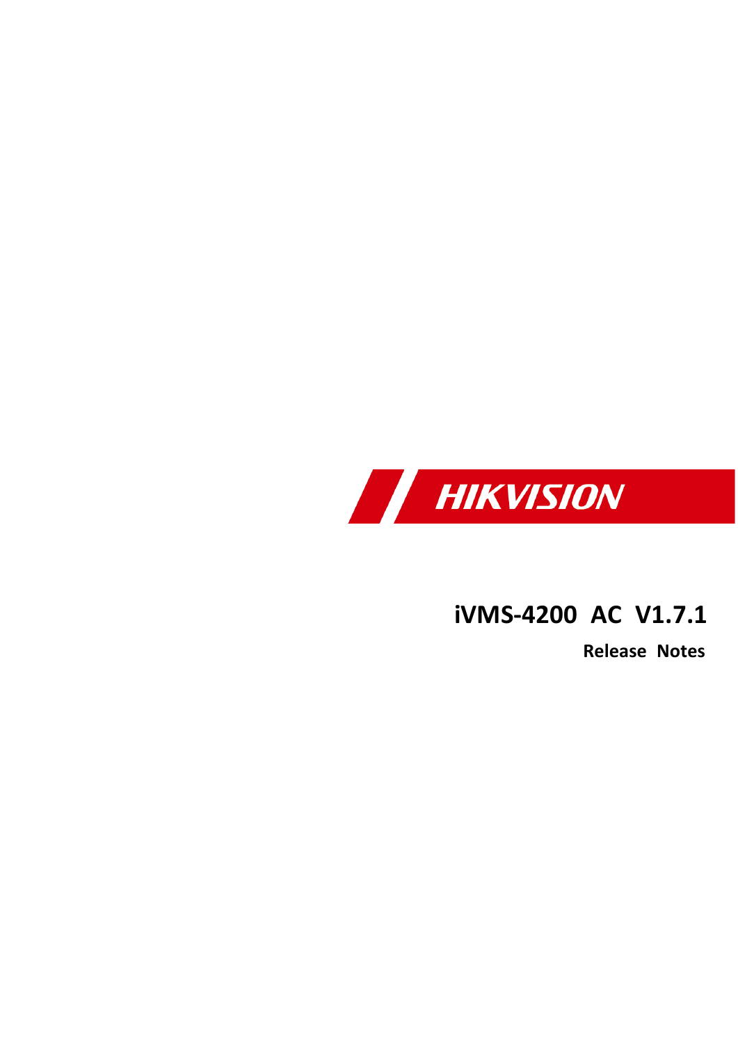HIKVISION

# iVMS-4200 AC V1.7.1

**Release Notes**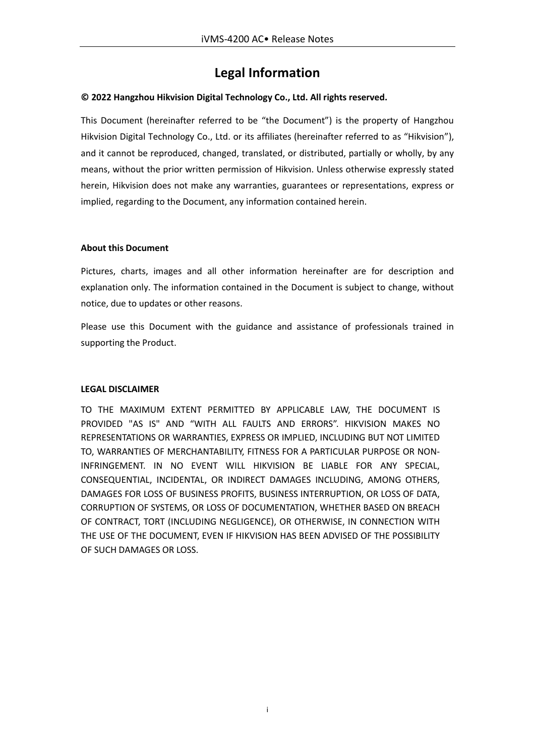# Legal Information

**© 2022 Hangzhou Hikvision Digital Technology Co., Ltd. All rights reserved.**

This Document (hereinafter referred to be "the Document") is the property of Hangzhou Hikvision Digital Technology Co., Ltd. or its affiliates (hereinafter referred to as "Hikvision"), and it cannot be reproduced, changed, translated, or distributed, partially or wholly, by any means, without the prior written permission of Hikvision. Unless otherwise expressly stated herein, Hikvision does not make any warranties, guarantees or representations, express or implied, regarding to the Document, any information contained herein.

**About this Document**

Pictures, charts, images and all other information hereinafter are for description and explanation only. The information contained in the Document is subject to change, without notice, due to updates or other reasons.

Please use this Document with the guidance and assistance of professionals trained in supporting the Product.

**LEGAL DISCLAIMER**

TO THE MAXIMUM EXTENT PERMITTED BY APPLICABLE LAW, THE DOCUMENT IS PROVIDED "AS IS" AND "WITH ALL FAULTS AND ERRORS". HIKVISION MAKES NO REPRESENTATIONS OR WARRANTIES, EXPRESS OR IMPLIED, INCLUDING BUT NOT LIMITED TO, WARRANTIES OF MERCHANTABILITY, FITNESS FOR A PARTICULAR PURPOSE OR NON-INFRINGEMENT. IN NO EVENT WILL HIKVISION BE LIABLE FOR ANY SPECIAL, CONSEQUENTIAL, INCIDENTAL, OR INDIRECT DAMAGES INCLUDING, AMONG OTHERS, DAMAGES FOR LOSS OF BUSINESS PROFITS, BUSINESS INTERRUPTION, OR LOSS OF DATA, CORRUPTION OF SYSTEMS, OR LOSS OF DOCUMENTATION, WHETHER BASED ON BREACH OF CONTRACT, TORT (INCLUDING NEGLIGENCE), OR OTHERWISE, IN CONNECTION WITH THE USE OF THE DOCUMENT, EVEN IF HIKVISION HAS BEEN ADVISED OF THE POSSIBILITY OF SUCH DAMAGES OR LOSS.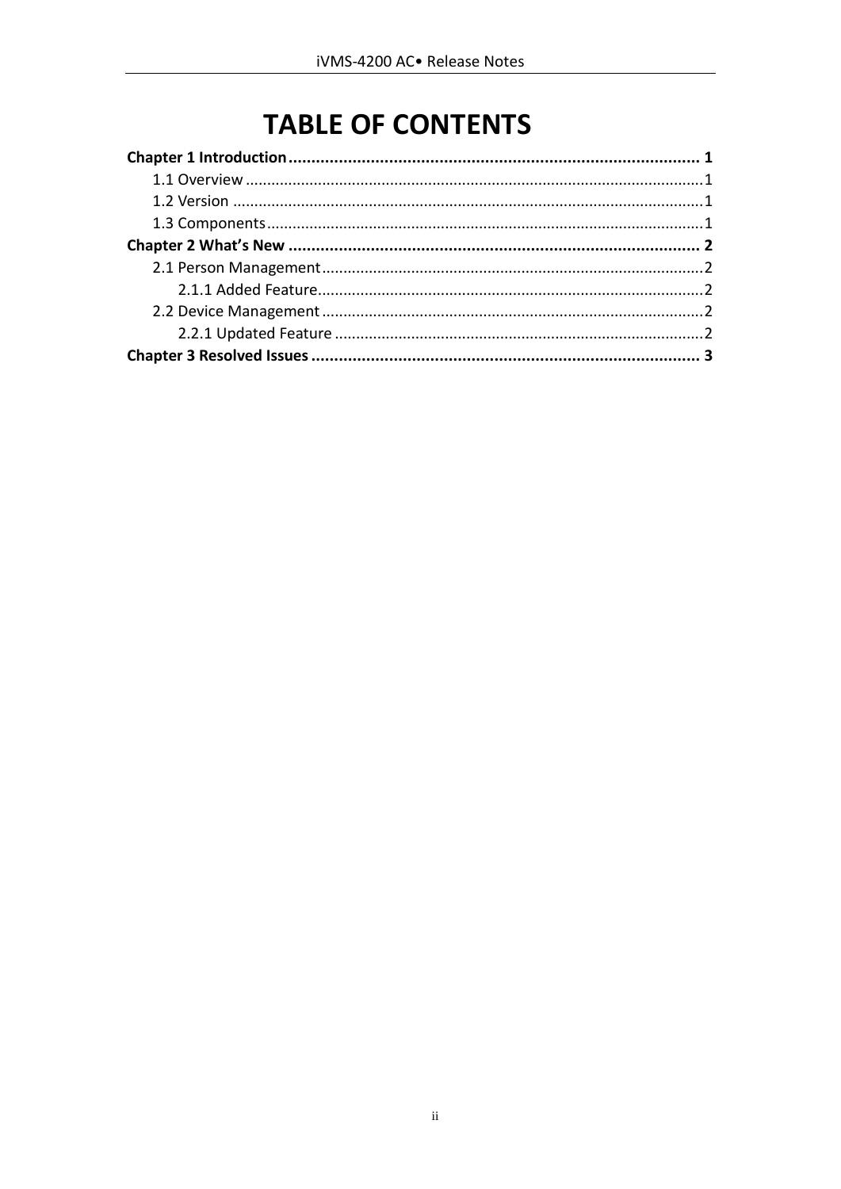# TABLE OF CONTENTS

**Chapter 1 Introduction ........................................................................................ 1**

1.1 Overview ........................................................................................................1

1.2 Version ...........................................................................................................1

1.3 Components...................................................................................................1

**Chapter 2 What's New ........................................................................................ 2**

2.1 Person Management.......................................................................................2

2.1.1 Added Feature........................................................................................2

2.2 Device Management.......................................................................................2

2.2.1 Updated Feature ....................................................................................2

**Chapter 3 Resolved Issues .................................................................................. 3**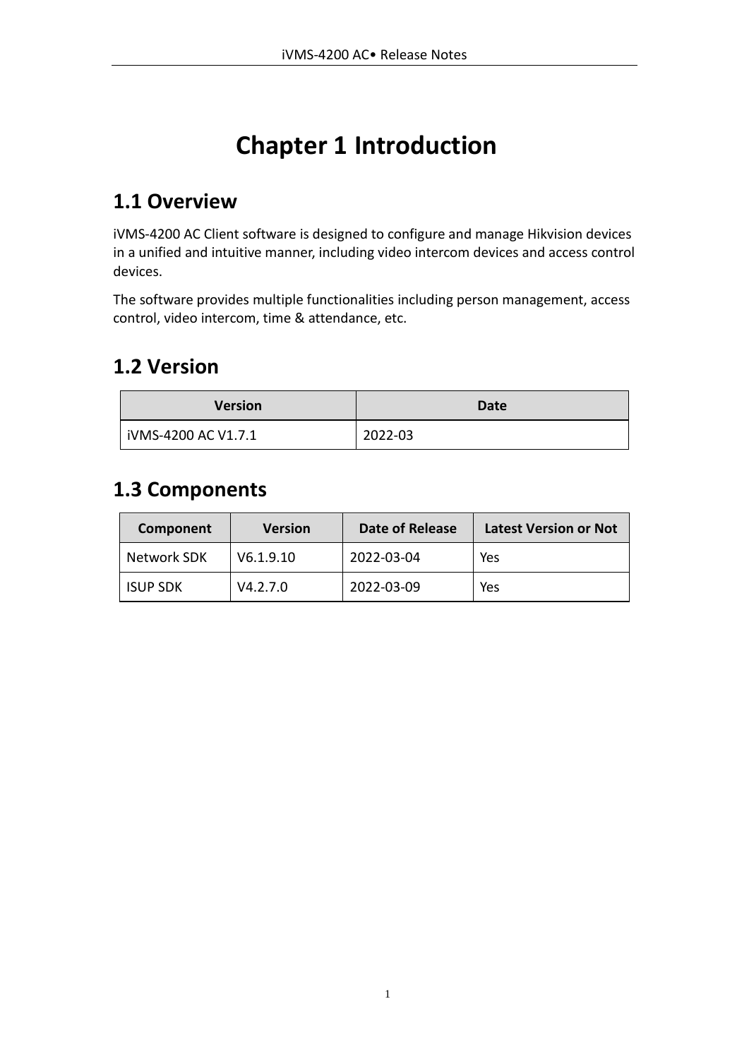# Chapter 1 Introduction

## 1.1 Overview

iVMS-4200 AC Client software is designed to configure and manage Hikvision devices in a unified and intuitive manner, including video intercom devices and access control devices.

The software provides multiple functionalities including person management, access control, video intercom, time & attendance, etc.

## 1.2 Version

| Version | Date |
| --- | --- |
| iVMS-4200 AC V1.7.1 | 2022-03 |

## 1.3 Components

| Component | Version | Date of Release | Latest Version or Not |
| --- | --- | --- | --- |
| Network SDK | V6.1.9.10 | 2022-03-04 | Yes |
| ISUP SDK | V4.2.7.0 | 2022-03-09 | Yes |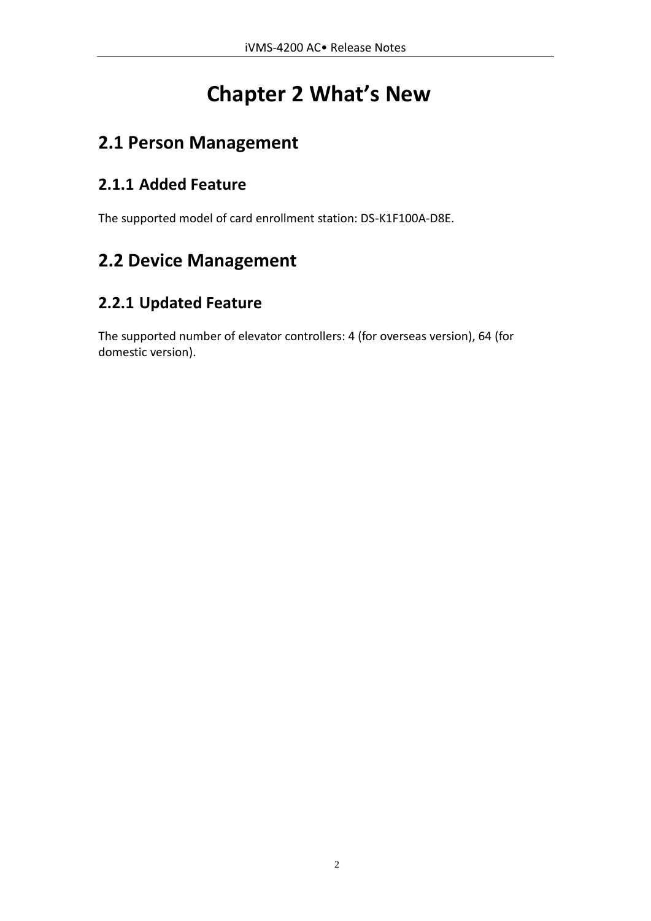# Chapter 2 What's New

## 2.1 Person Management

### 2.1.1 Added Feature

The supported model of card enrollment station: DS-K1F100A-D8E.

## 2.2 Device Management

### 2.2.1 Updated Feature

The supported number of elevator controllers: 4 (for overseas version), 64 (for domestic version).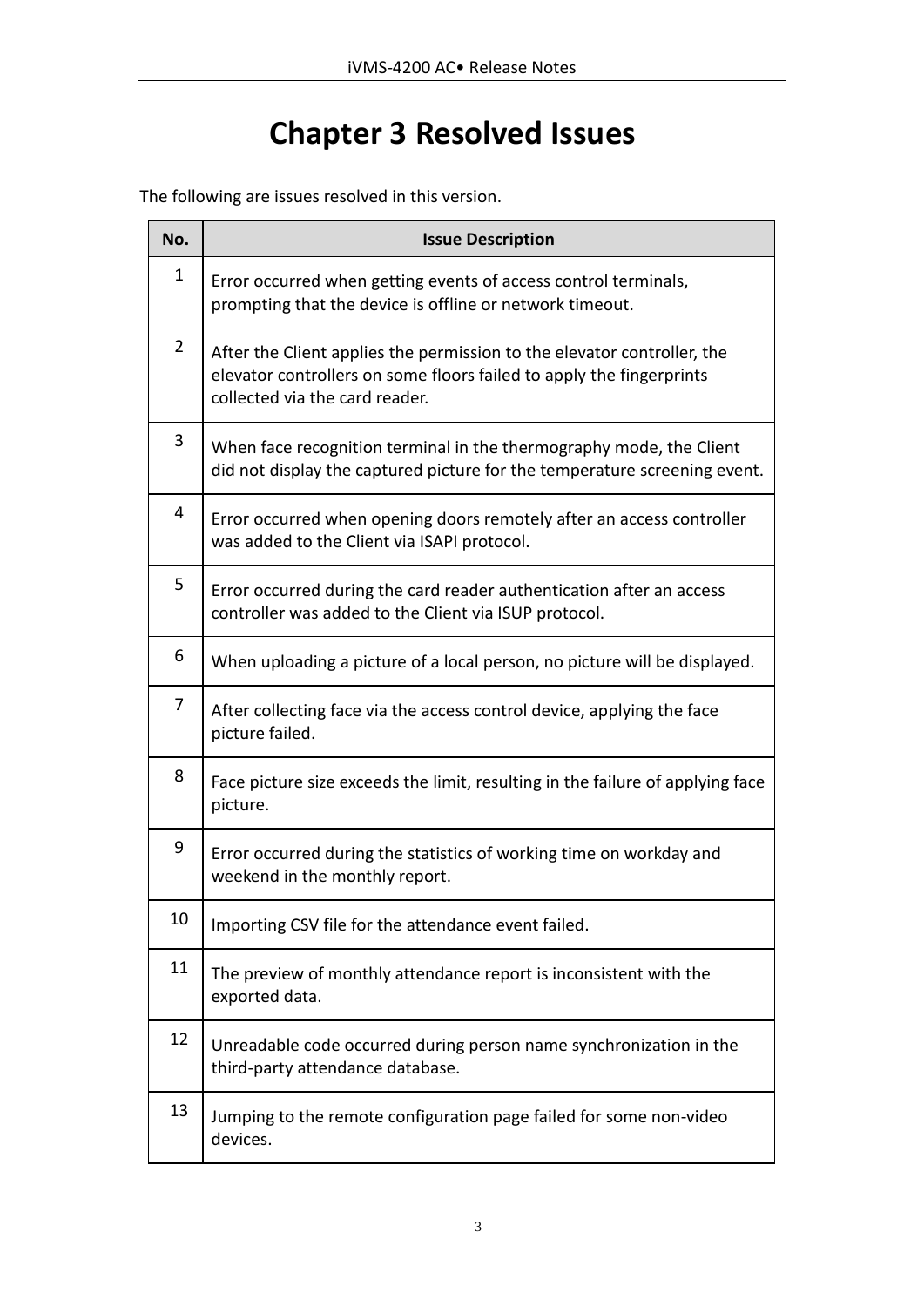# Chapter 3 Resolved Issues

The following are issues resolved in this version.

| No. | Issue Description |
| --- | --- |
| 1 | Error occurred when getting events of access control terminals, prompting that the device is offline or network timeout. |
| 2 | After the Client applies the permission to the elevator controller, the elevator controllers on some floors failed to apply the fingerprints collected via the card reader. |
| 3 | When face recognition terminal in the thermography mode, the Client did not display the captured picture for the temperature screening event. |
| 4 | Error occurred when opening doors remotely after an access controller was added to the Client via ISAPI protocol. |
| 5 | Error occurred during the card reader authentication after an access controller was added to the Client via ISUP protocol. |
| 6 | When uploading a picture of a local person, no picture will be displayed. |
| 7 | After collecting face via the access control device, applying the face picture failed. |
| 8 | Face picture size exceeds the limit, resulting in the failure of applying face picture. |
| 9 | Error occurred during the statistics of working time on workday and weekend in the monthly report. |
| 10 | Importing CSV file for the attendance event failed. |
| 11 | The preview of monthly attendance report is inconsistent with the exported data. |
| 12 | Unreadable code occurred during person name synchronization in the third-party attendance database. |
| 13 | Jumping to the remote configuration page failed for some non-video devices. |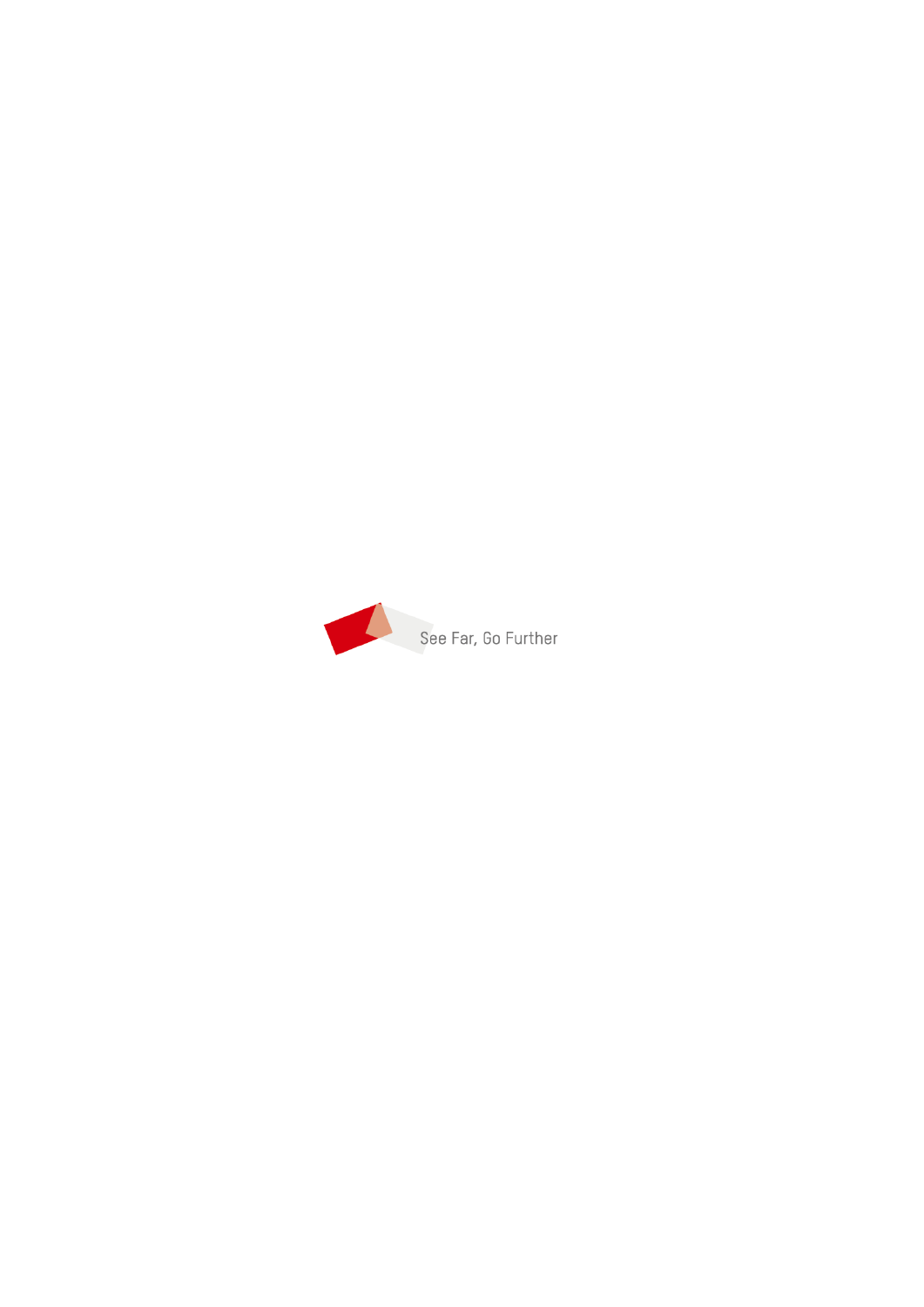See Far, Go Further